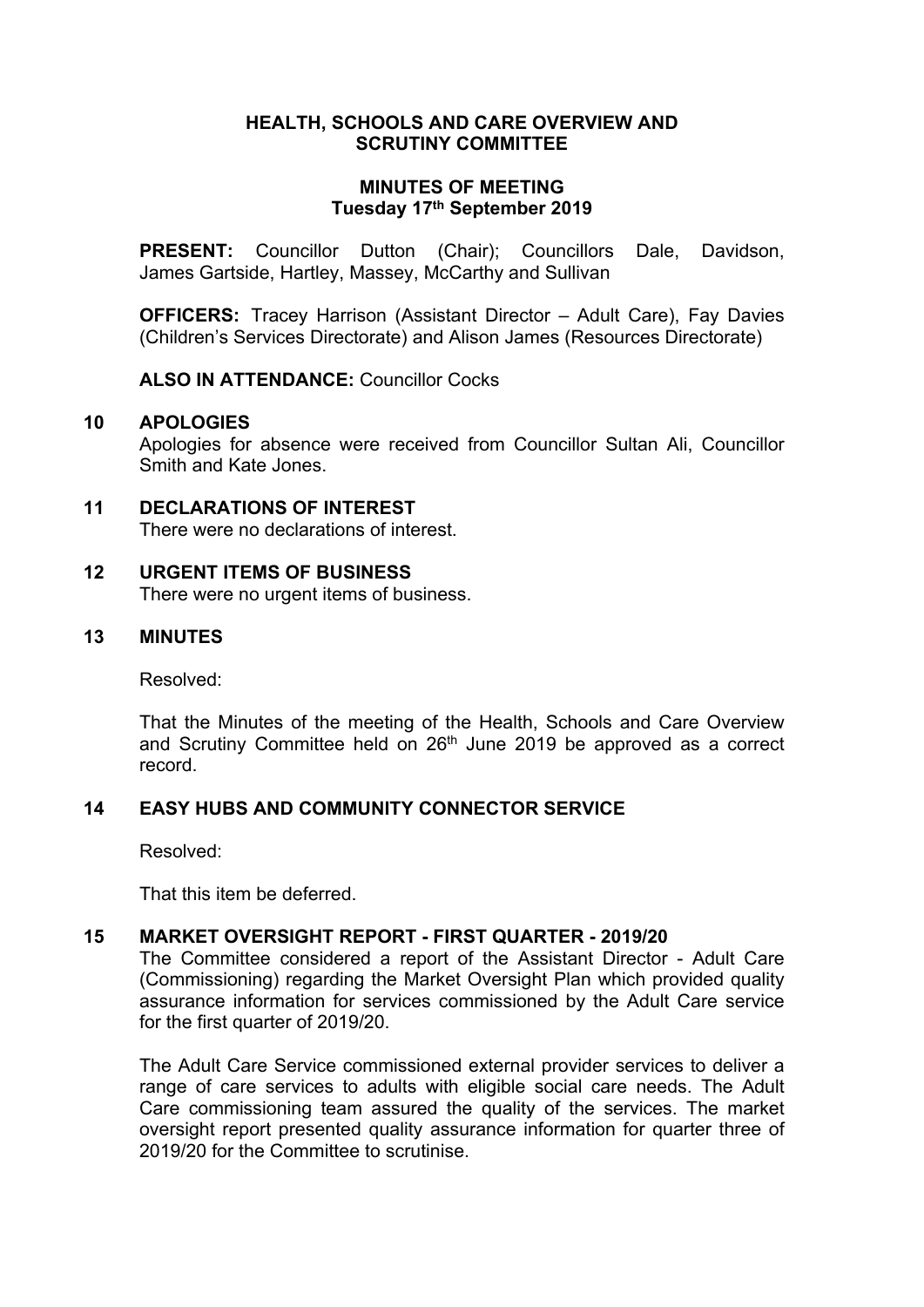# HEALTH, SCHOOLS AND CARE OVERVIEW AND SCRUTINY COMMITTEE

## MINUTES OF MEETING
## Tuesday 17th September 2019

**PRESENT:** Councillor Dutton (Chair); Councillors Dale, Davidson, James Gartside, Hartley, Massey, McCarthy and Sullivan

**OFFICERS:** Tracey Harrison (Assistant Director – Adult Care), Fay Davies (Children's Services Directorate) and Alison James (Resources Directorate)

**ALSO IN ATTENDANCE:** Councillor Cocks

### 10 APOLOGIES

Apologies for absence were received from Councillor Sultan Ali, Councillor Smith and Kate Jones.

### 11 DECLARATIONS OF INTEREST

There were no declarations of interest.

### 12 URGENT ITEMS OF BUSINESS

There were no urgent items of business.

### 13 MINUTES

Resolved:

That the Minutes of the meeting of the Health, Schools and Care Overview and Scrutiny Committee held on 26th June 2019 be approved as a correct record.

### 14 EASY HUBS AND COMMUNITY CONNECTOR SERVICE

Resolved:

That this item be deferred.

### 15 MARKET OVERSIGHT REPORT - FIRST QUARTER - 2019/20

The Committee considered a report of the Assistant Director - Adult Care (Commissioning) regarding the Market Oversight Plan which provided quality assurance information for services commissioned by the Adult Care service for the first quarter of 2019/20.

The Adult Care Service commissioned external provider services to deliver a range of care services to adults with eligible social care needs. The Adult Care commissioning team assured the quality of the services. The market oversight report presented quality assurance information for quarter three of 2019/20 for the Committee to scrutinise.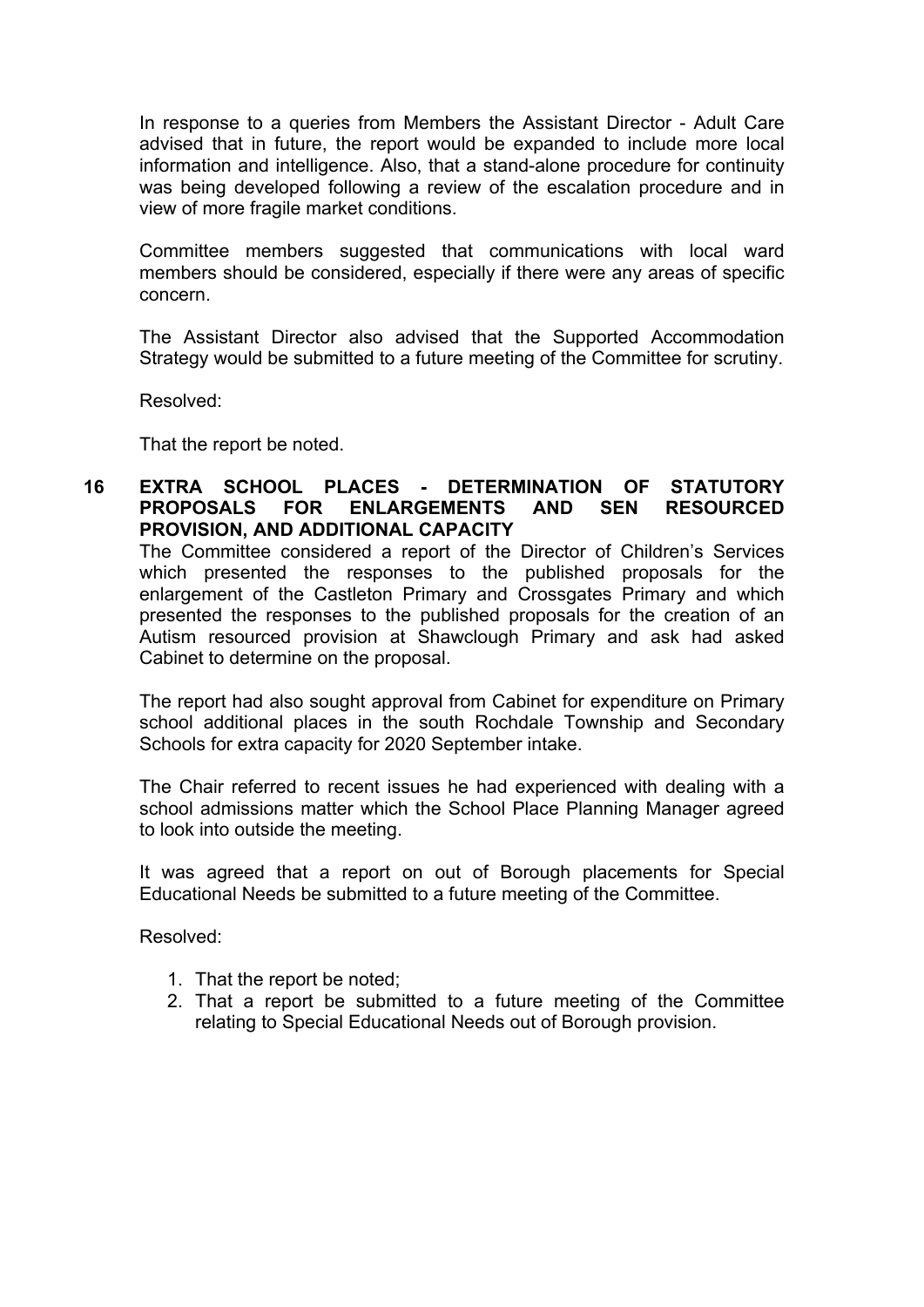In response to a queries from Members the Assistant Director - Adult Care advised that in future, the report would be expanded to include more local information and intelligence. Also, that a stand-alone procedure for continuity was being developed following a review of the escalation procedure and in view of more fragile market conditions.

Committee members suggested that communications with local ward members should be considered, especially if there were any areas of specific concern.

The Assistant Director also advised that the Supported Accommodation Strategy would be submitted to a future meeting of the Committee for scrutiny.

Resolved:

That the report be noted.

## 16 EXTRA SCHOOL PLACES - DETERMINATION OF STATUTORY PROPOSALS FOR ENLARGEMENTS AND SEN RESOURCED PROVISION, AND ADDITIONAL CAPACITY

The Committee considered a report of the Director of Children's Services which presented the responses to the published proposals for the enlargement of the Castleton Primary and Crossgates Primary and which presented the responses to the published proposals for the creation of an Autism resourced provision at Shawclough Primary and ask had asked Cabinet to determine on the proposal.

The report had also sought approval from Cabinet for expenditure on Primary school additional places in the south Rochdale Township and Secondary Schools for extra capacity for 2020 September intake.

The Chair referred to recent issues he had experienced with dealing with a school admissions matter which the School Place Planning Manager agreed to look into outside the meeting.

It was agreed that a report on out of Borough placements for Special Educational Needs be submitted to a future meeting of the Committee.

Resolved:

1. That the report be noted;
2. That a report be submitted to a future meeting of the Committee relating to Special Educational Needs out of Borough provision.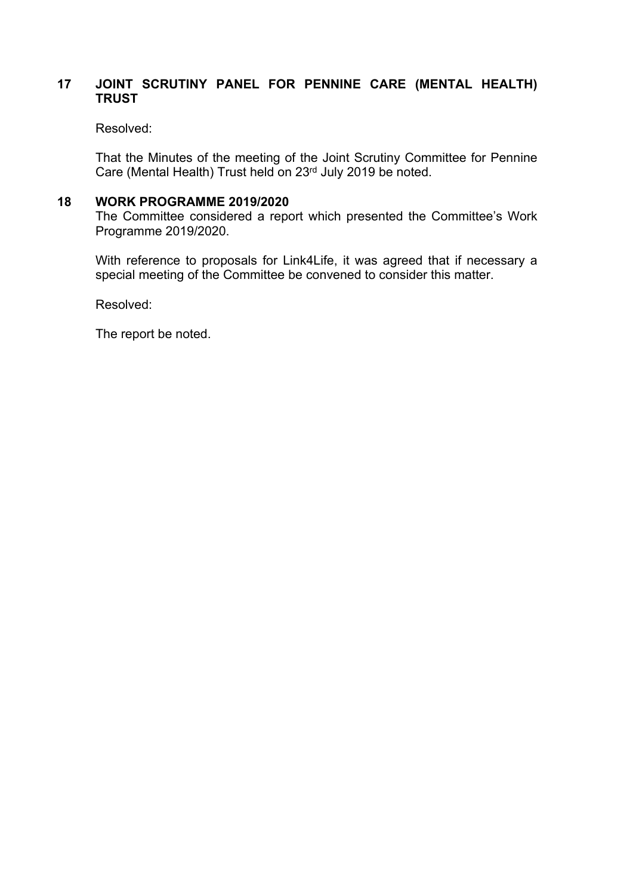## 17 JOINT SCRUTINY PANEL FOR PENNINE CARE (MENTAL HEALTH) TRUST

Resolved:

That the Minutes of the meeting of the Joint Scrutiny Committee for Pennine Care (Mental Health) Trust held on 23rd July 2019 be noted.

## 18 WORK PROGRAMME 2019/2020

The Committee considered a report which presented the Committee's Work Programme 2019/2020.

With reference to proposals for Link4Life, it was agreed that if necessary a special meeting of the Committee be convened to consider this matter.

Resolved:

The report be noted.